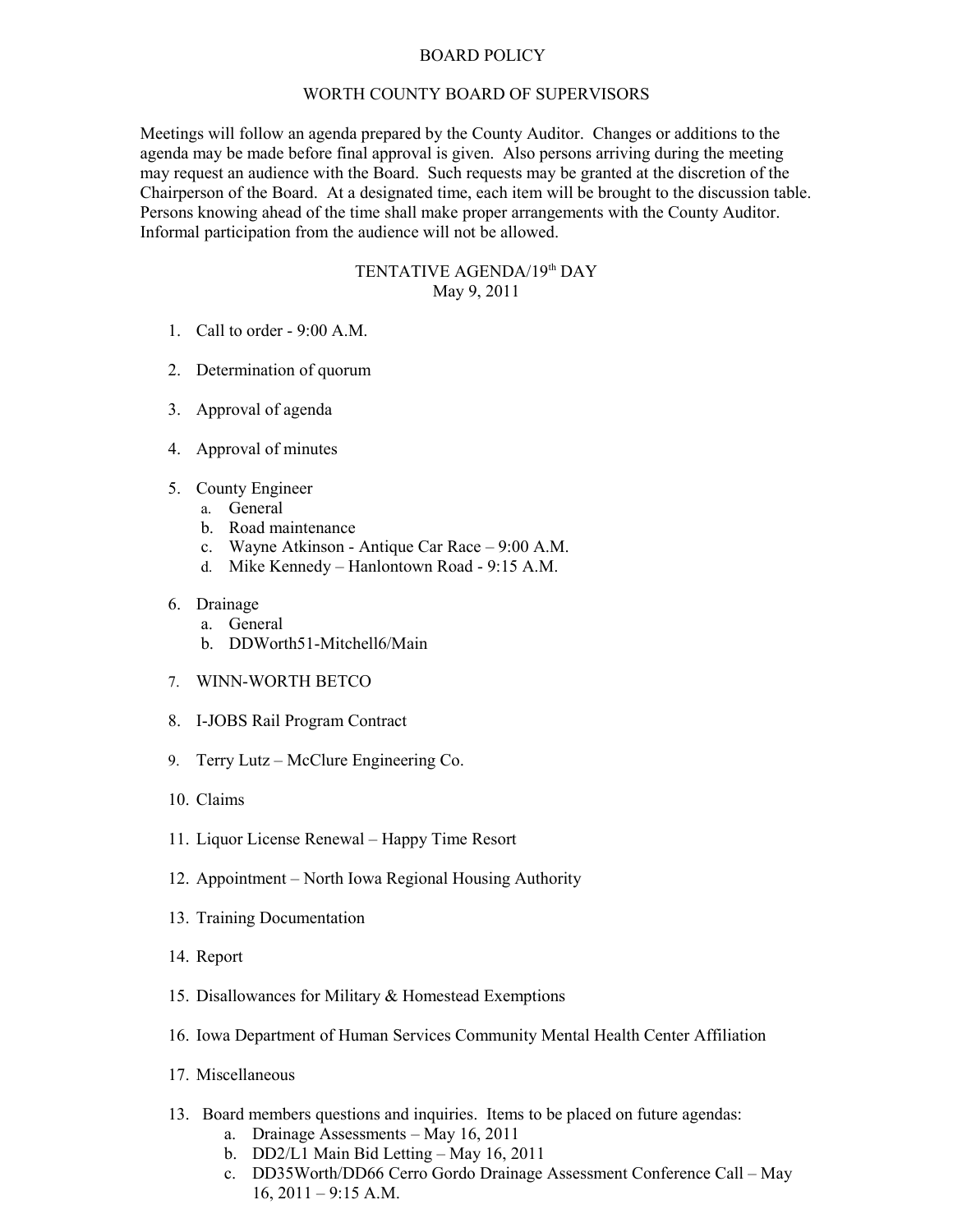# BOARD POLICY

## WORTH COUNTY BOARD OF SUPERVISORS

Meetings will follow an agenda prepared by the County Auditor. Changes or additions to the agenda may be made before final approval is given. Also persons arriving during the meeting may request an audience with the Board. Such requests may be granted at the discretion of the Chairperson of the Board. At a designated time, each item will be brought to the discussion table. Persons knowing ahead of the time shall make proper arrangements with the County Auditor. Informal participation from the audience will not be allowed.

## TENTATIVE AGENDA/19th DAY
May 9, 2011

1. Call to order - 9:00 A.M.

2. Determination of quorum

3. Approval of agenda

4. Approval of minutes

5. County Engineer
   a. General
   b. Road maintenance
   c. Wayne Atkinson - Antique Car Race – 9:00 A.M.
   d. Mike Kennedy – Hanlontown Road - 9:15 A.M.

6. Drainage
   a. General
   b. DDWorth51-Mitchell6/Main

7. WINN-WORTH BETCO

8. I-JOBS Rail Program Contract

9. Terry Lutz – McClure Engineering Co.

10. Claims

11. Liquor License Renewal – Happy Time Resort

12. Appointment – North Iowa Regional Housing Authority

13. Training Documentation

14. Report

15. Disallowances for Military & Homestead Exemptions

16. Iowa Department of Human Services Community Mental Health Center Affiliation

17. Miscellaneous

13. Board members questions and inquiries. Items to be placed on future agendas:
    a. Drainage Assessments – May 16, 2011
    b. DD2/L1 Main Bid Letting – May 16, 2011
    c. DD35Worth/DD66 Cerro Gordo Drainage Assessment Conference Call – May 16, 2011 – 9:15 A.M.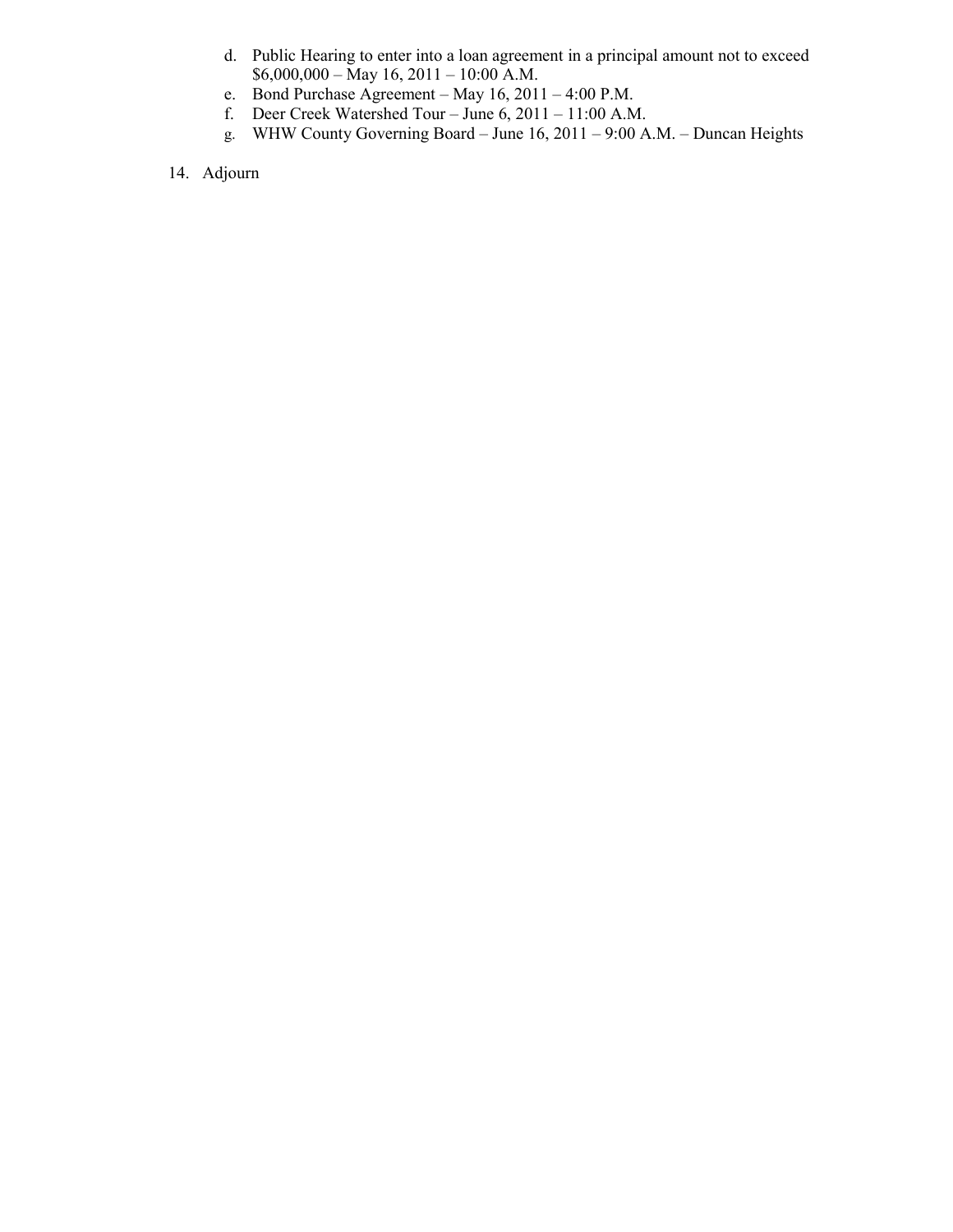d. Public Hearing to enter into a loan agreement in a principal amount not to exceed $6,000,000 – May 16, 2011 – 10:00 A.M.
e. Bond Purchase Agreement – May 16, 2011 – 4:00 P.M.
f. Deer Creek Watershed Tour – June 6, 2011 – 11:00 A.M.
g. WHW County Governing Board – June 16, 2011 – 9:00 A.M. – Duncan Heights

14. Adjourn